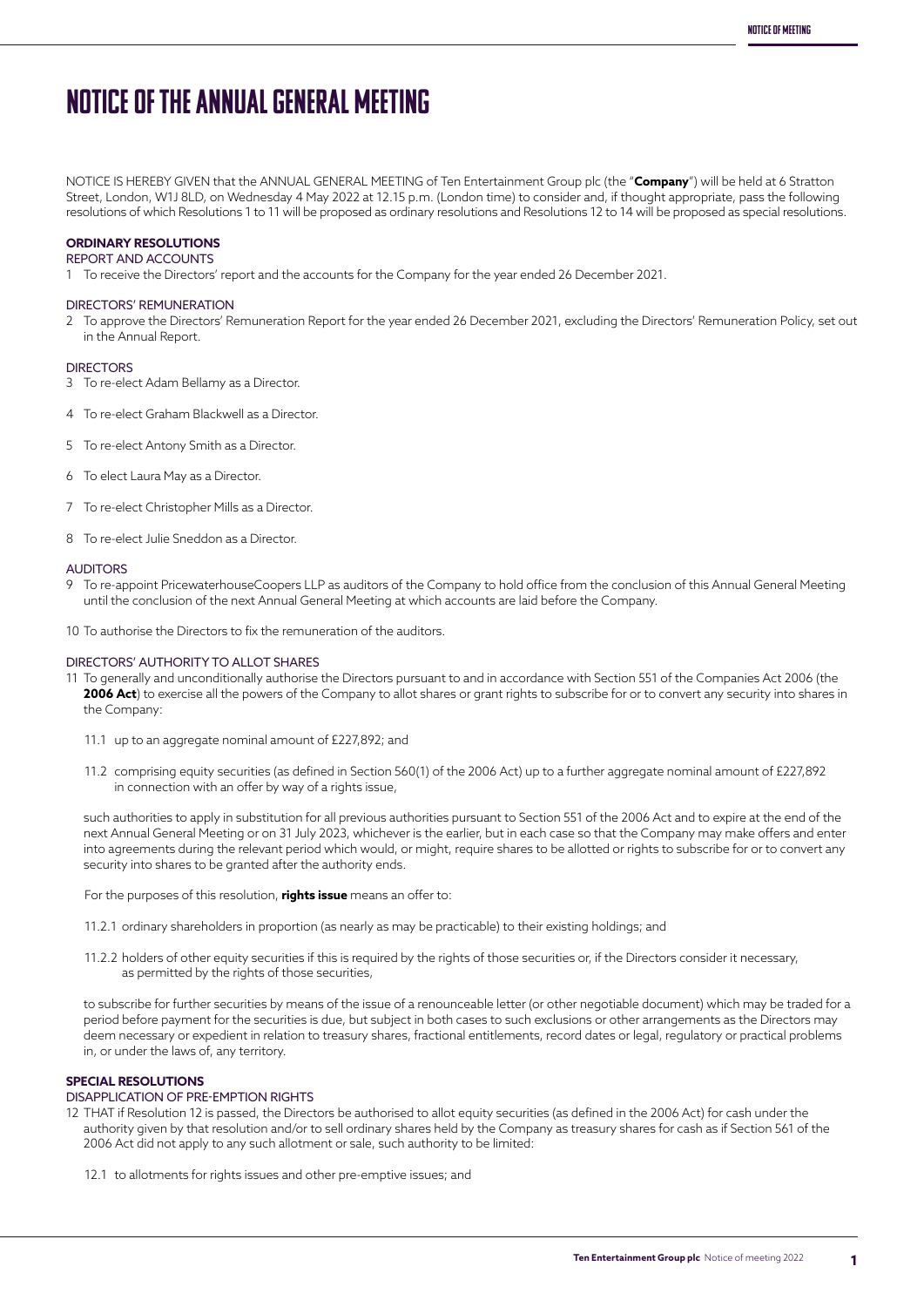# NOTICE OF THE ANNUAL GENERAL MEETING

NOTICE IS HEREBY GIVEN that the ANNUAL GENERAL MEETING of Ten Entertainment Group plc (the "**Company**") will be held at 6 Stratton Street, London, W1J 8LD, on Wednesday 4 May 2022 at 12.15 p.m. (London time) to consider and, if thought appropriate, pass the following resolutions of which Resolutions 1 to 11 will be proposed as ordinary resolutions and Resolutions 12 to 14 will be proposed as special resolutions.

## ORDINARY RESOLUTIONS

### REPORT AND ACCOUNTS

1 To receive the Directors' report and the accounts for the Company for the year ended 26 December 2021.

### DIRECTORS' REMUNERATION

2 To approve the Directors' Remuneration Report for the year ended 26 December 2021, excluding the Directors' Remuneration Policy, set out in the Annual Report.

### DIRECTORS

3 To re-elect Adam Bellamy as a Director.

4 To re-elect Graham Blackwell as a Director.

5 To re-elect Antony Smith as a Director.

6 To elect Laura May as a Director.

7 To re-elect Christopher Mills as a Director.

8 To re-elect Julie Sneddon as a Director.

### AUDITORS

9 To re-appoint PricewaterhouseCoopers LLP as auditors of the Company to hold office from the conclusion of this Annual General Meeting until the conclusion of the next Annual General Meeting at which accounts are laid before the Company.

10 To authorise the Directors to fix the remuneration of the auditors.

### DIRECTORS' AUTHORITY TO ALLOT SHARES

11 To generally and unconditionally authorise the Directors pursuant to and in accordance with Section 551 of the Companies Act 2006 (the **2006 Act**) to exercise all the powers of the Company to allot shares or grant rights to subscribe for or to convert any security into shares in the Company:

11.1 up to an aggregate nominal amount of £227,892; and

11.2 comprising equity securities (as defined in Section 560(1) of the 2006 Act) up to a further aggregate nominal amount of £227,892 in connection with an offer by way of a rights issue,

such authorities to apply in substitution for all previous authorities pursuant to Section 551 of the 2006 Act and to expire at the end of the next Annual General Meeting or on 31 July 2023, whichever is the earlier, but in each case so that the Company may make offers and enter into agreements during the relevant period which would, or might, require shares to be allotted or rights to subscribe for or to convert any security into shares to be granted after the authority ends.

For the purposes of this resolution, **rights issue** means an offer to:

11.2.1 ordinary shareholders in proportion (as nearly as may be practicable) to their existing holdings; and

11.2.2 holders of other equity securities if this is required by the rights of those securities or, if the Directors consider it necessary, as permitted by the rights of those securities,

to subscribe for further securities by means of the issue of a renounceable letter (or other negotiable document) which may be traded for a period before payment for the securities is due, but subject in both cases to such exclusions or other arrangements as the Directors may deem necessary or expedient in relation to treasury shares, fractional entitlements, record dates or legal, regulatory or practical problems in, or under the laws of, any territory.

## SPECIAL RESOLUTIONS

### DISAPPLICATION OF PRE-EMPTION RIGHTS

12 THAT if Resolution 12 is passed, the Directors be authorised to allot equity securities (as defined in the 2006 Act) for cash under the authority given by that resolution and/or to sell ordinary shares held by the Company as treasury shares for cash as if Section 561 of the 2006 Act did not apply to any such allotment or sale, such authority to be limited:

12.1 to allotments for rights issues and other pre-emptive issues; and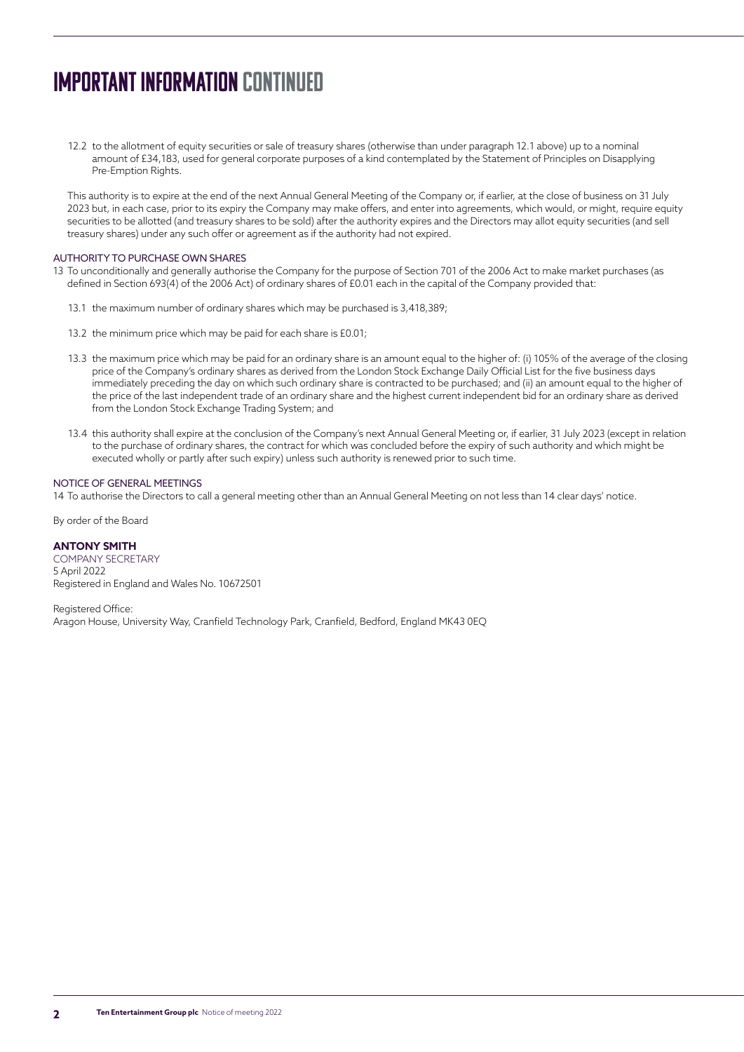# IMPORTANT INFORMATION CONTINUED

12.2 to the allotment of equity securities or sale of treasury shares (otherwise than under paragraph 12.1 above) up to a nominal amount of £34,183, used for general corporate purposes of a kind contemplated by the Statement of Principles on Disapplying Pre-Emption Rights.

This authority is to expire at the end of the next Annual General Meeting of the Company or, if earlier, at the close of business on 31 July 2023 but, in each case, prior to its expiry the Company may make offers, and enter into agreements, which would, or might, require equity securities to be allotted (and treasury shares to be sold) after the authority expires and the Directors may allot equity securities (and sell treasury shares) under any such offer or agreement as if the authority had not expired.

### AUTHORITY TO PURCHASE OWN SHARES

13 To unconditionally and generally authorise the Company for the purpose of Section 701 of the 2006 Act to make market purchases (as defined in Section 693(4) of the 2006 Act) of ordinary shares of £0.01 each in the capital of the Company provided that:

13.1 the maximum number of ordinary shares which may be purchased is 3,418,389;

13.2 the minimum price which may be paid for each share is £0.01;

13.3 the maximum price which may be paid for an ordinary share is an amount equal to the higher of: (i) 105% of the average of the closing price of the Company's ordinary shares as derived from the London Stock Exchange Daily Official List for the five business days immediately preceding the day on which such ordinary share is contracted to be purchased; and (ii) an amount equal to the higher of the price of the last independent trade of an ordinary share and the highest current independent bid for an ordinary share as derived from the London Stock Exchange Trading System; and

13.4 this authority shall expire at the conclusion of the Company's next Annual General Meeting or, if earlier, 31 July 2023 (except in relation to the purchase of ordinary shares, the contract for which was concluded before the expiry of such authority and which might be executed wholly or partly after such expiry) unless such authority is renewed prior to such time.

### NOTICE OF GENERAL MEETINGS

14 To authorise the Directors to call a general meeting other than an Annual General Meeting on not less than 14 clear days' notice.

By order of the Board

**ANTONY SMITH**
COMPANY SECRETARY
5 April 2022
Registered in England and Wales No. 10672501

Registered Office:
Aragon House, University Way, Cranfield Technology Park, Cranfield, Bedford, England MK43 0EQ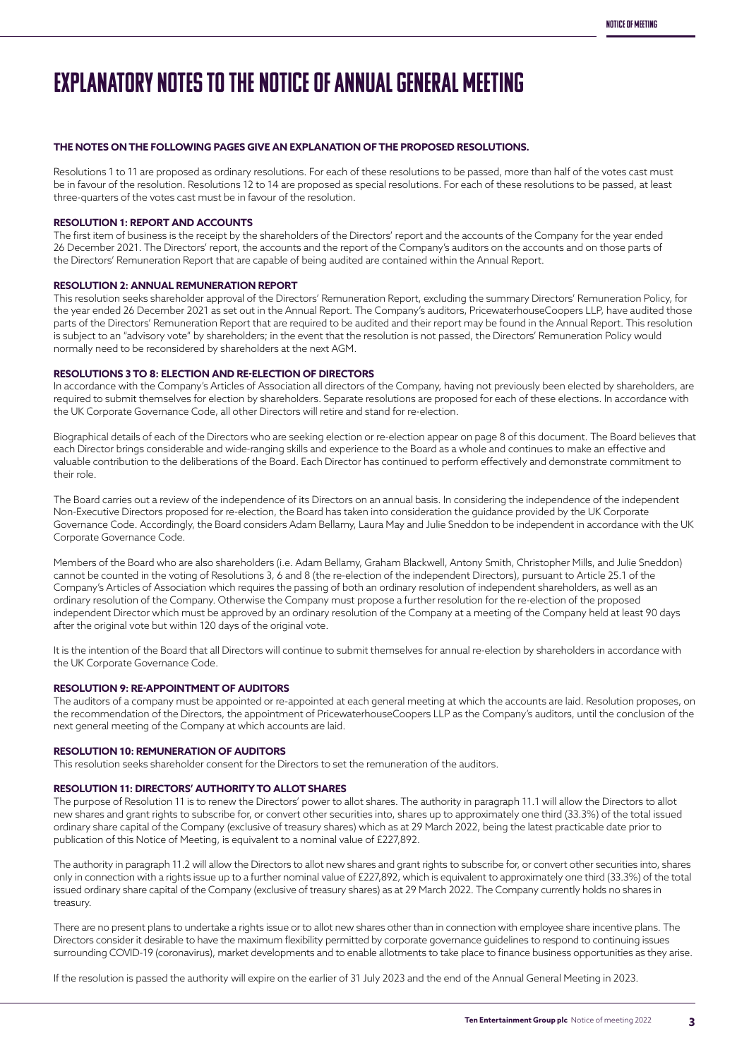# EXPLANATORY NOTES TO THE NOTICE OF ANNUAL GENERAL MEETING

**THE NOTES ON THE FOLLOWING PAGES GIVE AN EXPLANATION OF THE PROPOSED RESOLUTIONS.**

Resolutions 1 to 11 are proposed as ordinary resolutions. For each of these resolutions to be passed, more than half of the votes cast must be in favour of the resolution. Resolutions 12 to 14 are proposed as special resolutions. For each of these resolutions to be passed, at least three-quarters of the votes cast must be in favour of the resolution.

**RESOLUTION 1: REPORT AND ACCOUNTS**

The first item of business is the receipt by the shareholders of the Directors' report and the accounts of the Company for the year ended 26 December 2021. The Directors' report, the accounts and the report of the Company's auditors on the accounts and on those parts of the Directors' Remuneration Report that are capable of being audited are contained within the Annual Report.

**RESOLUTION 2: ANNUAL REMUNERATION REPORT**

This resolution seeks shareholder approval of the Directors' Remuneration Report, excluding the summary Directors' Remuneration Policy, for the year ended 26 December 2021 as set out in the Annual Report. The Company's auditors, PricewaterhouseCoopers LLP, have audited those parts of the Directors' Remuneration Report that are required to be audited and their report may be found in the Annual Report. This resolution is subject to an "advisory vote" by shareholders; in the event that the resolution is not passed, the Directors' Remuneration Policy would normally need to be reconsidered by shareholders at the next AGM.

**RESOLUTIONS 3 TO 8: ELECTION AND RE-ELECTION OF DIRECTORS**

In accordance with the Company's Articles of Association all directors of the Company, having not previously been elected by shareholders, are required to submit themselves for election by shareholders. Separate resolutions are proposed for each of these elections. In accordance with the UK Corporate Governance Code, all other Directors will retire and stand for re-election.

Biographical details of each of the Directors who are seeking election or re-election appear on page 8 of this document. The Board believes that each Director brings considerable and wide-ranging skills and experience to the Board as a whole and continues to make an effective and valuable contribution to the deliberations of the Board. Each Director has continued to perform effectively and demonstrate commitment to their role.

The Board carries out a review of the independence of its Directors on an annual basis. In considering the independence of the independent Non-Executive Directors proposed for re-election, the Board has taken into consideration the guidance provided by the UK Corporate Governance Code. Accordingly, the Board considers Adam Bellamy, Laura May and Julie Sneddon to be independent in accordance with the UK Corporate Governance Code.

Members of the Board who are also shareholders (i.e. Adam Bellamy, Graham Blackwell, Antony Smith, Christopher Mills, and Julie Sneddon) cannot be counted in the voting of Resolutions 3, 6 and 8 (the re-election of the independent Directors), pursuant to Article 25.1 of the Company's Articles of Association which requires the passing of both an ordinary resolution of independent shareholders, as well as an ordinary resolution of the Company. Otherwise the Company must propose a further resolution for the re-election of the proposed independent Director which must be approved by an ordinary resolution of the Company at a meeting of the Company held at least 90 days after the original vote but within 120 days of the original vote.

It is the intention of the Board that all Directors will continue to submit themselves for annual re-election by shareholders in accordance with the UK Corporate Governance Code.

**RESOLUTION 9: RE-APPOINTMENT OF AUDITORS**

The auditors of a company must be appointed or re-appointed at each general meeting at which the accounts are laid. Resolution proposes, on the recommendation of the Directors, the appointment of PricewaterhouseCoopers LLP as the Company's auditors, until the conclusion of the next general meeting of the Company at which accounts are laid.

**RESOLUTION 10: REMUNERATION OF AUDITORS**

This resolution seeks shareholder consent for the Directors to set the remuneration of the auditors.

**RESOLUTION 11: DIRECTORS' AUTHORITY TO ALLOT SHARES**

The purpose of Resolution 11 is to renew the Directors' power to allot shares. The authority in paragraph 11.1 will allow the Directors to allot new shares and grant rights to subscribe for, or convert other securities into, shares up to approximately one third (33.3%) of the total issued ordinary share capital of the Company (exclusive of treasury shares) which as at 29 March 2022, being the latest practicable date prior to publication of this Notice of Meeting, is equivalent to a nominal value of £227,892.

The authority in paragraph 11.2 will allow the Directors to allot new shares and grant rights to subscribe for, or convert other securities into, shares only in connection with a rights issue up to a further nominal value of £227,892, which is equivalent to approximately one third (33.3%) of the total issued ordinary share capital of the Company (exclusive of treasury shares) as at 29 March 2022. The Company currently holds no shares in treasury.

There are no present plans to undertake a rights issue or to allot new shares other than in connection with employee share incentive plans. The Directors consider it desirable to have the maximum flexibility permitted by corporate governance guidelines to respond to continuing issues surrounding COVID-19 (coronavirus), market developments and to enable allotments to take place to finance business opportunities as they arise.

If the resolution is passed the authority will expire on the earlier of 31 July 2023 and the end of the Annual General Meeting in 2023.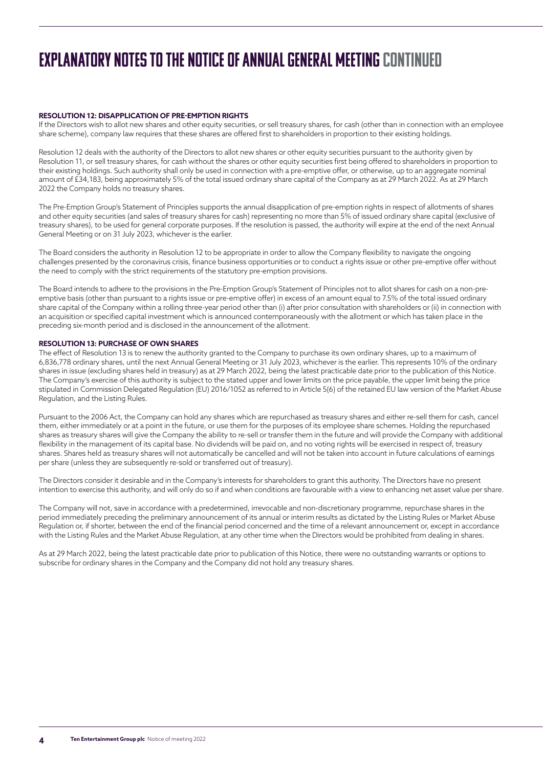# EXPLANATORY NOTES TO THE NOTICE OF ANNUAL GENERAL MEETING CONTINUED

### RESOLUTION 12: DISAPPLICATION OF PRE-EMPTION RIGHTS

If the Directors wish to allot new shares and other equity securities, or sell treasury shares, for cash (other than in connection with an employee share scheme), company law requires that these shares are offered first to shareholders in proportion to their existing holdings.

Resolution 12 deals with the authority of the Directors to allot new shares or other equity securities pursuant to the authority given by Resolution 11, or sell treasury shares, for cash without the shares or other equity securities first being offered to shareholders in proportion to their existing holdings. Such authority shall only be used in connection with a pre-emptive offer, or otherwise, up to an aggregate nominal amount of £34,183, being approximately 5% of the total issued ordinary share capital of the Company as at 29 March 2022. As at 29 March 2022 the Company holds no treasury shares.

The Pre-Emption Group's Statement of Principles supports the annual disapplication of pre-emption rights in respect of allotments of shares and other equity securities (and sales of treasury shares for cash) representing no more than 5% of issued ordinary share capital (exclusive of treasury shares), to be used for general corporate purposes. If the resolution is passed, the authority will expire at the end of the next Annual General Meeting or on 31 July 2023, whichever is the earlier.

The Board considers the authority in Resolution 12 to be appropriate in order to allow the Company flexibility to navigate the ongoing challenges presented by the coronavirus crisis, finance business opportunities or to conduct a rights issue or other pre-emptive offer without the need to comply with the strict requirements of the statutory pre-emption provisions.

The Board intends to adhere to the provisions in the Pre-Emption Group's Statement of Principles not to allot shares for cash on a non-pre-emptive basis (other than pursuant to a rights issue or pre-emptive offer) in excess of an amount equal to 7.5% of the total issued ordinary share capital of the Company within a rolling three-year period other than (i) after prior consultation with shareholders or (ii) in connection with an acquisition or specified capital investment which is announced contemporaneously with the allotment or which has taken place in the preceding six-month period and is disclosed in the announcement of the allotment.

### RESOLUTION 13: PURCHASE OF OWN SHARES

The effect of Resolution 13 is to renew the authority granted to the Company to purchase its own ordinary shares, up to a maximum of 6,836,778 ordinary shares, until the next Annual General Meeting or 31 July 2023, whichever is the earlier. This represents 10% of the ordinary shares in issue (excluding shares held in treasury) as at 29 March 2022, being the latest practicable date prior to the publication of this Notice. The Company's exercise of this authority is subject to the stated upper and lower limits on the price payable, the upper limit being the price stipulated in Commission Delegated Regulation (EU) 2016/1052 as referred to in Article 5(6) of the retained EU law version of the Market Abuse Regulation, and the Listing Rules.

Pursuant to the 2006 Act, the Company can hold any shares which are repurchased as treasury shares and either re-sell them for cash, cancel them, either immediately or at a point in the future, or use them for the purposes of its employee share schemes. Holding the repurchased shares as treasury shares will give the Company the ability to re-sell or transfer them in the future and will provide the Company with additional flexibility in the management of its capital base. No dividends will be paid on, and no voting rights will be exercised in respect of, treasury shares. Shares held as treasury shares will not automatically be cancelled and will not be taken into account in future calculations of earnings per share (unless they are subsequently re-sold or transferred out of treasury).

The Directors consider it desirable and in the Company's interests for shareholders to grant this authority. The Directors have no present intention to exercise this authority, and will only do so if and when conditions are favourable with a view to enhancing net asset value per share.

The Company will not, save in accordance with a predetermined, irrevocable and non-discretionary programme, repurchase shares in the period immediately preceding the preliminary announcement of its annual or interim results as dictated by the Listing Rules or Market Abuse Regulation or, if shorter, between the end of the financial period concerned and the time of a relevant announcement or, except in accordance with the Listing Rules and the Market Abuse Regulation, at any other time when the Directors would be prohibited from dealing in shares.

As at 29 March 2022, being the latest practicable date prior to publication of this Notice, there were no outstanding warrants or options to subscribe for ordinary shares in the Company and the Company did not hold any treasury shares.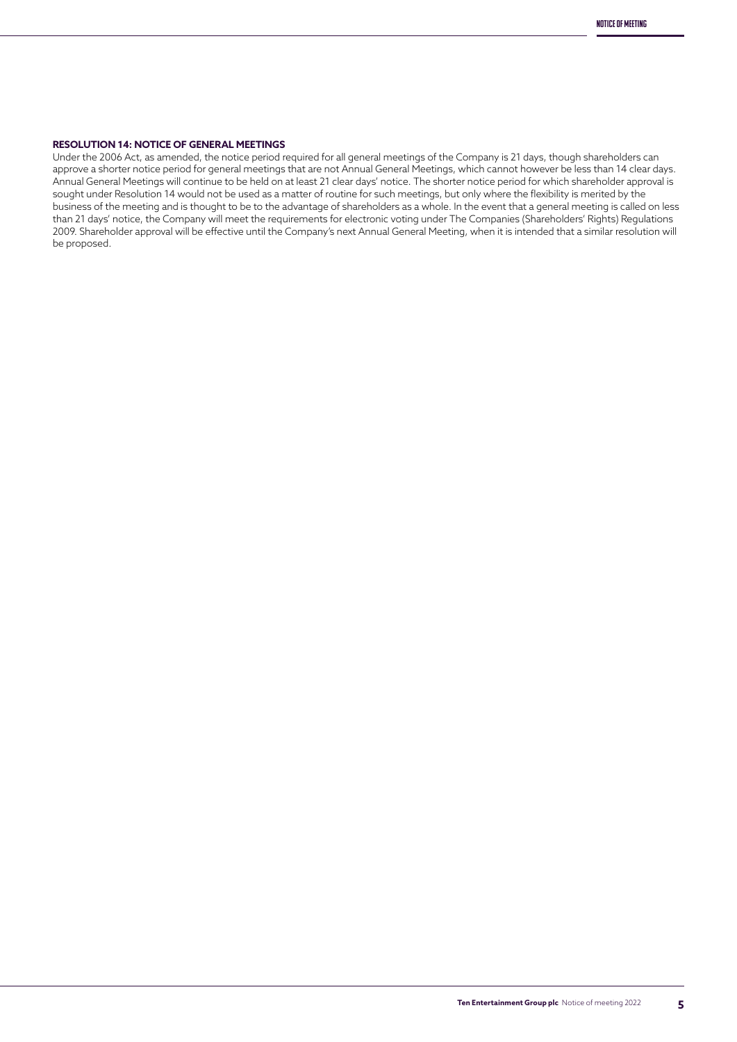**RESOLUTION 14: NOTICE OF GENERAL MEETINGS**

Under the 2006 Act, as amended, the notice period required for all general meetings of the Company is 21 days, though shareholders can approve a shorter notice period for general meetings that are not Annual General Meetings, which cannot however be less than 14 clear days. Annual General Meetings will continue to be held on at least 21 clear days' notice. The shorter notice period for which shareholder approval is sought under Resolution 14 would not be used as a matter of routine for such meetings, but only where the flexibility is merited by the business of the meeting and is thought to be to the advantage of shareholders as a whole. In the event that a general meeting is called on less than 21 days' notice, the Company will meet the requirements for electronic voting under The Companies (Shareholders' Rights) Regulations 2009. Shareholder approval will be effective until the Company's next Annual General Meeting, when it is intended that a similar resolution will be proposed.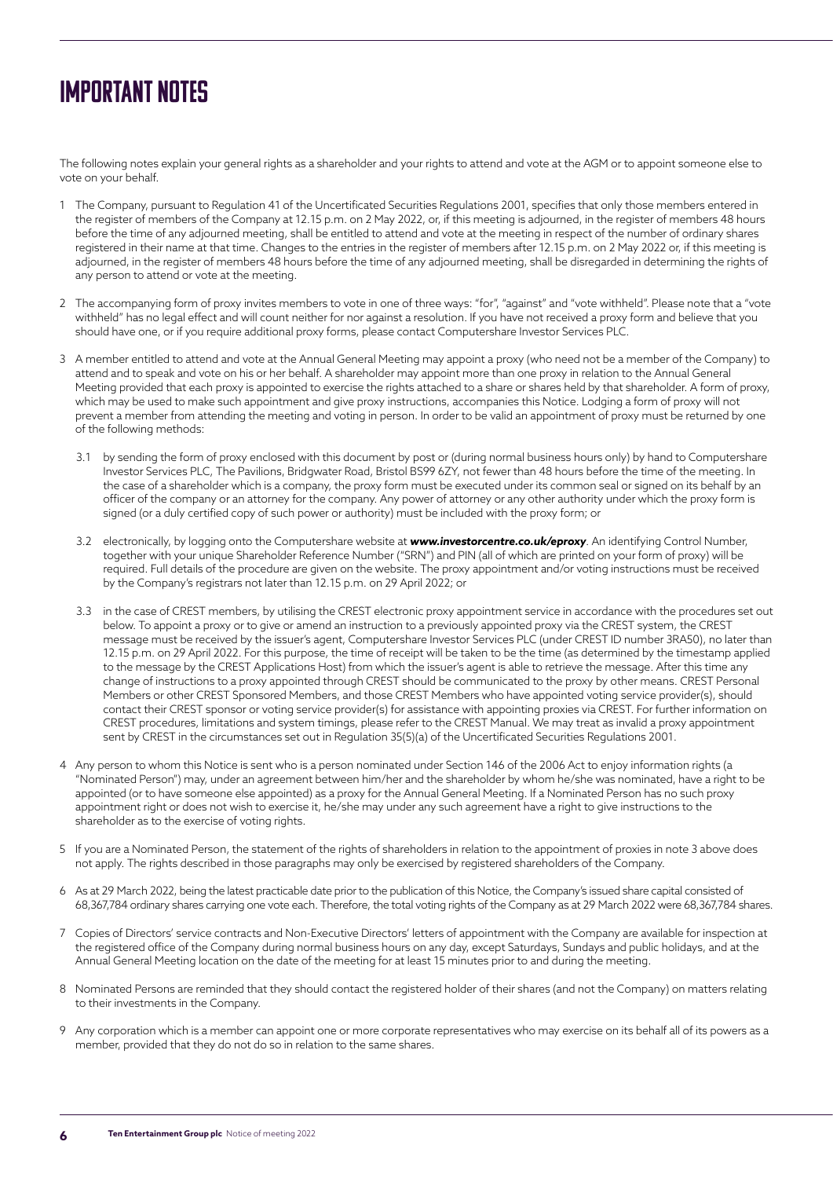# IMPORTANT NOTES

The following notes explain your general rights as a shareholder and your rights to attend and vote at the AGM or to appoint someone else to vote on your behalf.

1 The Company, pursuant to Regulation 41 of the Uncertificated Securities Regulations 2001, specifies that only those members entered in the register of members of the Company at 12.15 p.m. on 2 May 2022, or, if this meeting is adjourned, in the register of members 48 hours before the time of any adjourned meeting, shall be entitled to attend and vote at the meeting in respect of the number of ordinary shares registered in their name at that time. Changes to the entries in the register of members after 12.15 p.m. on 2 May 2022 or, if this meeting is adjourned, in the register of members 48 hours before the time of any adjourned meeting, shall be disregarded in determining the rights of any person to attend or vote at the meeting.

2 The accompanying form of proxy invites members to vote in one of three ways: "for", "against" and "vote withheld". Please note that a "vote withheld" has no legal effect and will count neither for nor against a resolution. If you have not received a proxy form and believe that you should have one, or if you require additional proxy forms, please contact Computershare Investor Services PLC.

3 A member entitled to attend and vote at the Annual General Meeting may appoint a proxy (who need not be a member of the Company) to attend and to speak and vote on his or her behalf. A shareholder may appoint more than one proxy in relation to the Annual General Meeting provided that each proxy is appointed to exercise the rights attached to a share or shares held by that shareholder. A form of proxy, which may be used to make such appointment and give proxy instructions, accompanies this Notice. Lodging a form of proxy will not prevent a member from attending the meeting and voting in person. In order to be valid an appointment of proxy must be returned by one of the following methods:

   3.1 by sending the form of proxy enclosed with this document by post or (during normal business hours only) by hand to Computershare Investor Services PLC, The Pavilions, Bridgwater Road, Bristol BS99 6ZY, not fewer than 48 hours before the time of the meeting. In the case of a shareholder which is a company, the proxy form must be executed under its common seal or signed on its behalf by an officer of the company or an attorney for the company. Any power of attorney or any other authority under which the proxy form is signed (or a duly certified copy of such power or authority) must be included with the proxy form; or

   3.2 electronically, by logging onto the Computershare website at ***www.investorcentre.co.uk/eproxy***. An identifying Control Number, together with your unique Shareholder Reference Number ("SRN") and PIN (all of which are printed on your form of proxy) will be required. Full details of the procedure are given on the website. The proxy appointment and/or voting instructions must be received by the Company's registrars not later than 12.15 p.m. on 29 April 2022; or

   3.3 in the case of CREST members, by utilising the CREST electronic proxy appointment service in accordance with the procedures set out below. To appoint a proxy or to give or amend an instruction to a previously appointed proxy via the CREST system, the CREST message must be received by the issuer's agent, Computershare Investor Services PLC (under CREST ID number 3RA50), no later than 12.15 p.m. on 29 April 2022. For this purpose, the time of receipt will be taken to be the time (as determined by the timestamp applied to the message by the CREST Applications Host) from which the issuer's agent is able to retrieve the message. After this time any change of instructions to a proxy appointed through CREST should be communicated to the proxy by other means. CREST Personal Members or other CREST Sponsored Members, and those CREST Members who have appointed voting service provider(s), should contact their CREST sponsor or voting service provider(s) for assistance with appointing proxies via CREST. For further information on CREST procedures, limitations and system timings, please refer to the CREST Manual. We may treat as invalid a proxy appointment sent by CREST in the circumstances set out in Regulation 35(5)(a) of the Uncertificated Securities Regulations 2001.

4 Any person to whom this Notice is sent who is a person nominated under Section 146 of the 2006 Act to enjoy information rights (a "Nominated Person") may, under an agreement between him/her and the shareholder by whom he/she was nominated, have a right to be appointed (or to have someone else appointed) as a proxy for the Annual General Meeting. If a Nominated Person has no such proxy appointment right or does not wish to exercise it, he/she may under any such agreement have a right to give instructions to the shareholder as to the exercise of voting rights.

5 If you are a Nominated Person, the statement of the rights of shareholders in relation to the appointment of proxies in note 3 above does not apply. The rights described in those paragraphs may only be exercised by registered shareholders of the Company.

6 As at 29 March 2022, being the latest practicable date prior to the publication of this Notice, the Company's issued share capital consisted of 68,367,784 ordinary shares carrying one vote each. Therefore, the total voting rights of the Company as at 29 March 2022 were 68,367,784 shares.

7 Copies of Directors' service contracts and Non-Executive Directors' letters of appointment with the Company are available for inspection at the registered office of the Company during normal business hours on any day, except Saturdays, Sundays and public holidays, and at the Annual General Meeting location on the date of the meeting for at least 15 minutes prior to and during the meeting.

8 Nominated Persons are reminded that they should contact the registered holder of their shares (and not the Company) on matters relating to their investments in the Company.

9 Any corporation which is a member can appoint one or more corporate representatives who may exercise on its behalf all of its powers as a member, provided that they do not do so in relation to the same shares.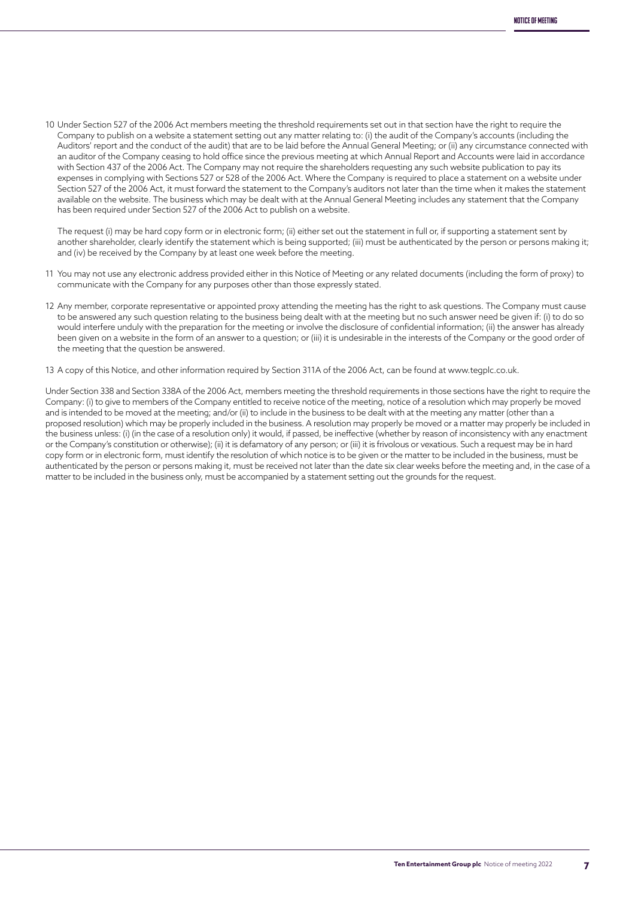10 Under Section 527 of the 2006 Act members meeting the threshold requirements set out in that section have the right to require the Company to publish on a website a statement setting out any matter relating to: (i) the audit of the Company's accounts (including the Auditors' report and the conduct of the audit) that are to be laid before the Annual General Meeting; or (ii) any circumstance connected with an auditor of the Company ceasing to hold office since the previous meeting at which Annual Report and Accounts were laid in accordance with Section 437 of the 2006 Act. The Company may not require the shareholders requesting any such website publication to pay its expenses in complying with Sections 527 or 528 of the 2006 Act. Where the Company is required to place a statement on a website under Section 527 of the 2006 Act, it must forward the statement to the Company's auditors not later than the time when it makes the statement available on the website. The business which may be dealt with at the Annual General Meeting includes any statement that the Company has been required under Section 527 of the 2006 Act to publish on a website.

    The request (i) may be hard copy form or in electronic form; (ii) either set out the statement in full or, if supporting a statement sent by another shareholder, clearly identify the statement which is being supported; (iii) must be authenticated by the person or persons making it; and (iv) be received by the Company by at least one week before the meeting.

11 You may not use any electronic address provided either in this Notice of Meeting or any related documents (including the form of proxy) to communicate with the Company for any purposes other than those expressly stated.

12 Any member, corporate representative or appointed proxy attending the meeting has the right to ask questions. The Company must cause to be answered any such question relating to the business being dealt with at the meeting but no such answer need be given if: (i) to do so would interfere unduly with the preparation for the meeting or involve the disclosure of confidential information; (ii) the answer has already been given on a website in the form of an answer to a question; or (iii) it is undesirable in the interests of the Company or the good order of the meeting that the question be answered.

13 A copy of this Notice, and other information required by Section 311A of the 2006 Act, can be found at www.tegplc.co.uk.

Under Section 338 and Section 338A of the 2006 Act, members meeting the threshold requirements in those sections have the right to require the Company: (i) to give to members of the Company entitled to receive notice of the meeting, notice of a resolution which may properly be moved and is intended to be moved at the meeting; and/or (ii) to include in the business to be dealt with at the meeting any matter (other than a proposed resolution) which may be properly included in the business. A resolution may properly be moved or a matter may properly be included in the business unless: (i) (in the case of a resolution only) it would, if passed, be ineffective (whether by reason of inconsistency with any enactment or the Company's constitution or otherwise); (ii) it is defamatory of any person; or (iii) it is frivolous or vexatious. Such a request may be in hard copy form or in electronic form, must identify the resolution of which notice is to be given or the matter to be included in the business, must be authenticated by the person or persons making it, must be received not later than the date six clear weeks before the meeting and, in the case of a matter to be included in the business only, must be accompanied by a statement setting out the grounds for the request.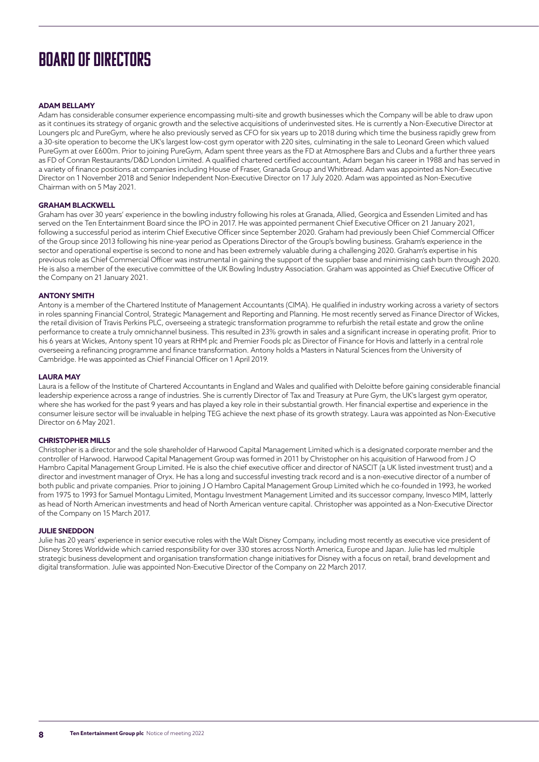# BOARD OF DIRECTORS

### ADAM BELLAMY

Adam has considerable consumer experience encompassing multi-site and growth businesses which the Company will be able to draw upon as it continues its strategy of organic growth and the selective acquisitions of underinvested sites. He is currently a Non-Executive Director at Loungers plc and PureGym, where he also previously served as CFO for six years up to 2018 during which time the business rapidly grew from a 30-site operation to become the UK's largest low-cost gym operator with 220 sites, culminating in the sale to Leonard Green which valued PureGym at over £600m. Prior to joining PureGym, Adam spent three years as the FD at Atmosphere Bars and Clubs and a further three years as FD of Conran Restaurants/D&D London Limited. A qualified chartered certified accountant, Adam began his career in 1988 and has served in a variety of finance positions at companies including House of Fraser, Granada Group and Whitbread. Adam was appointed as Non-Executive Director on 1 November 2018 and Senior Independent Non-Executive Director on 17 July 2020. Adam was appointed as Non-Executive Chairman with on 5 May 2021.

### GRAHAM BLACKWELL

Graham has over 30 years' experience in the bowling industry following his roles at Granada, Allied, Georgica and Essenden Limited and has served on the Ten Entertainment Board since the IPO in 2017. He was appointed permanent Chief Executive Officer on 21 January 2021, following a successful period as interim Chief Executive Officer since September 2020. Graham had previously been Chief Commercial Officer of the Group since 2013 following his nine-year period as Operations Director of the Group's bowling business. Graham's experience in the sector and operational expertise is second to none and has been extremely valuable during a challenging 2020. Graham's expertise in his previous role as Chief Commercial Officer was instrumental in gaining the support of the supplier base and minimising cash burn through 2020. He is also a member of the executive committee of the UK Bowling Industry Association. Graham was appointed as Chief Executive Officer of the Company on 21 January 2021.

### ANTONY SMITH

Antony is a member of the Chartered Institute of Management Accountants (CIMA). He qualified in industry working across a variety of sectors in roles spanning Financial Control, Strategic Management and Reporting and Planning. He most recently served as Finance Director of Wickes, the retail division of Travis Perkins PLC, overseeing a strategic transformation programme to refurbish the retail estate and grow the online performance to create a truly omnichannel business. This resulted in 23% growth in sales and a significant increase in operating profit. Prior to his 6 years at Wickes, Antony spent 10 years at RHM plc and Premier Foods plc as Director of Finance for Hovis and latterly in a central role overseeing a refinancing programme and finance transformation. Antony holds a Masters in Natural Sciences from the University of Cambridge. He was appointed as Chief Financial Officer on 1 April 2019.

### LAURA MAY

Laura is a fellow of the Institute of Chartered Accountants in England and Wales and qualified with Deloitte before gaining considerable financial leadership experience across a range of industries. She is currently Director of Tax and Treasury at Pure Gym, the UK's largest gym operator, where she has worked for the past 9 years and has played a key role in their substantial growth. Her financial expertise and experience in the consumer leisure sector will be invaluable in helping TEG achieve the next phase of its growth strategy. Laura was appointed as Non-Executive Director on 6 May 2021.

### CHRISTOPHER MILLS

Christopher is a director and the sole shareholder of Harwood Capital Management Limited which is a designated corporate member and the controller of Harwood. Harwood Capital Management Group was formed in 2011 by Christopher on his acquisition of Harwood from J O Hambro Capital Management Group Limited. He is also the chief executive officer and director of NASCIT (a UK listed investment trust) and a director and investment manager of Oryx. He has a long and successful investing track record and is a non-executive director of a number of both public and private companies. Prior to joining J O Hambro Capital Management Group Limited which he co-founded in 1993, he worked from 1975 to 1993 for Samuel Montagu Limited, Montagu Investment Management Limited and its successor company, Invesco MIM, latterly as head of North American investments and head of North American venture capital. Christopher was appointed as a Non-Executive Director of the Company on 15 March 2017.

### JULIE SNEDDON

Julie has 20 years' experience in senior executive roles with the Walt Disney Company, including most recently as executive vice president of Disney Stores Worldwide which carried responsibility for over 330 stores across North America, Europe and Japan. Julie has led multiple strategic business development and organisation transformation change initiatives for Disney with a focus on retail, brand development and digital transformation. Julie was appointed Non-Executive Director of the Company on 22 March 2017.